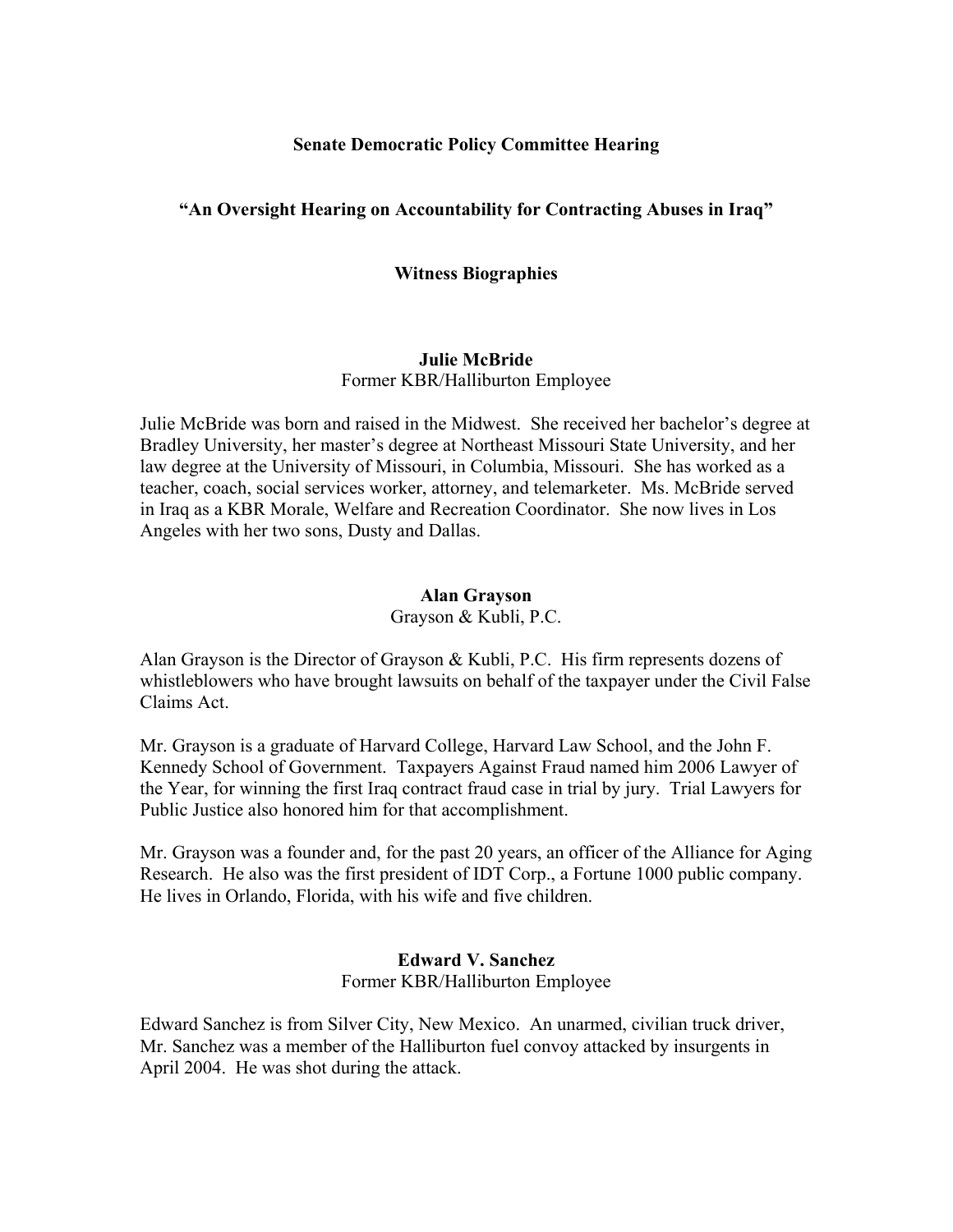# Senate Democratic Policy Committee Hearing

## "An Oversight Hearing on Accountability for Contracting Abuses in Iraq"

### Witness Biographies

**Julie McBride**
Former KBR/Halliburton Employee

Julie McBride was born and raised in the Midwest. She received her bachelor's degree at Bradley University, her master's degree at Northeast Missouri State University, and her law degree at the University of Missouri, in Columbia, Missouri. She has worked as a teacher, coach, social services worker, attorney, and telemarketer. Ms. McBride served in Iraq as a KBR Morale, Welfare and Recreation Coordinator. She now lives in Los Angeles with her two sons, Dusty and Dallas.

**Alan Grayson**
Grayson & Kubli, P.C.

Alan Grayson is the Director of Grayson & Kubli, P.C. His firm represents dozens of whistleblowers who have brought lawsuits on behalf of the taxpayer under the Civil False Claims Act.

Mr. Grayson is a graduate of Harvard College, Harvard Law School, and the John F. Kennedy School of Government. Taxpayers Against Fraud named him 2006 Lawyer of the Year, for winning the first Iraq contract fraud case in trial by jury. Trial Lawyers for Public Justice also honored him for that accomplishment.

Mr. Grayson was a founder and, for the past 20 years, an officer of the Alliance for Aging Research. He also was the first president of IDT Corp., a Fortune 1000 public company. He lives in Orlando, Florida, with his wife and five children.

**Edward V. Sanchez**
Former KBR/Halliburton Employee

Edward Sanchez is from Silver City, New Mexico. An unarmed, civilian truck driver, Mr. Sanchez was a member of the Halliburton fuel convoy attacked by insurgents in April 2004. He was shot during the attack.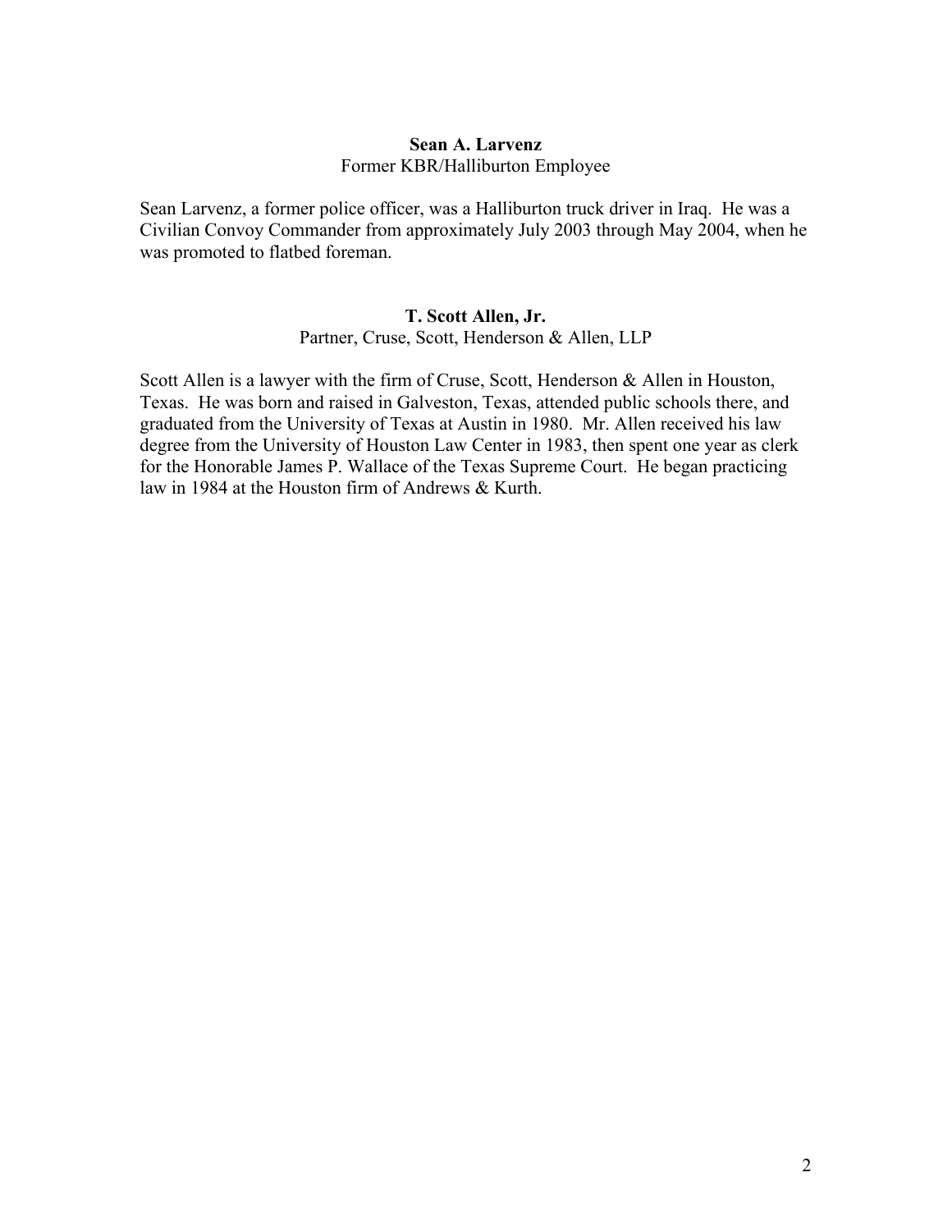**Sean A. Larvenz**
Former KBR/Halliburton Employee

Sean Larvenz, a former police officer, was a Halliburton truck driver in Iraq. He was a Civilian Convoy Commander from approximately July 2003 through May 2004, when he was promoted to flatbed foreman.

**T. Scott Allen, Jr.**
Partner, Cruse, Scott, Henderson & Allen, LLP

Scott Allen is a lawyer with the firm of Cruse, Scott, Henderson & Allen in Houston, Texas. He was born and raised in Galveston, Texas, attended public schools there, and graduated from the University of Texas at Austin in 1980. Mr. Allen received his law degree from the University of Houston Law Center in 1983, then spent one year as clerk for the Honorable James P. Wallace of the Texas Supreme Court. He began practicing law in 1984 at the Houston firm of Andrews & Kurth.